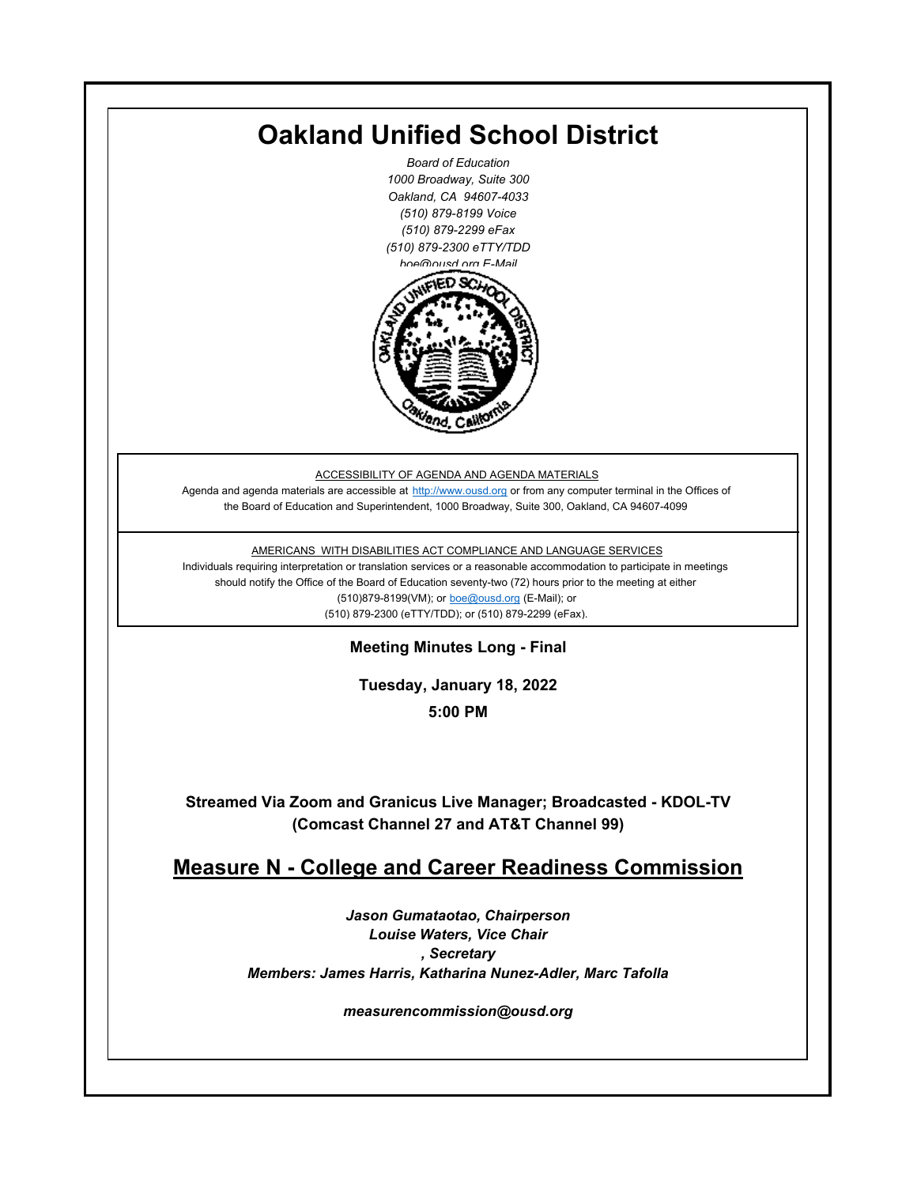# Oakland Unified School District

*Board of Education*
*1000 Broadway, Suite 300*
*Oakland, CA 94607-4033*
*(510) 879-8199 Voice*
*(510) 879-2299 eFax*
*(510) 879-2300 eTTY/TDD*
*boe@ousd.org E-Mail*

ACCESSIBILITY OF AGENDA AND AGENDA MATERIALS

Agenda and agenda materials are accessible at http://www.ousd.org or from any computer terminal in the Offices of the Board of Education and Superintendent, 1000 Broadway, Suite 300, Oakland, CA 94607-4099

AMERICANS WITH DISABILITIES ACT COMPLIANCE AND LANGUAGE SERVICES

Individuals requiring interpretation or translation services or a reasonable accommodation to participate in meetings should notify the Office of the Board of Education seventy-two (72) hours prior to the meeting at either (510)879-8199(VM); or boe@ousd.org (E-Mail); or (510) 879-2300 (eTTY/TDD); or (510) 879-2299 (eFax).

**Meeting Minutes Long - Final**

**Tuesday, January 18, 2022**

**5:00 PM**

**Streamed Via Zoom and Granicus Live Manager; Broadcasted - KDOL-TV (Comcast Channel 27 and AT&T Channel 99)**

## Measure N - College and Career Readiness Commission

***Jason Gumataotao, Chairperson***
***Louise Waters, Vice Chair***
***, Secretary***
***Members: James Harris, Katharina Nunez-Adler, Marc Tafolla***

***measurencommission@ousd.org***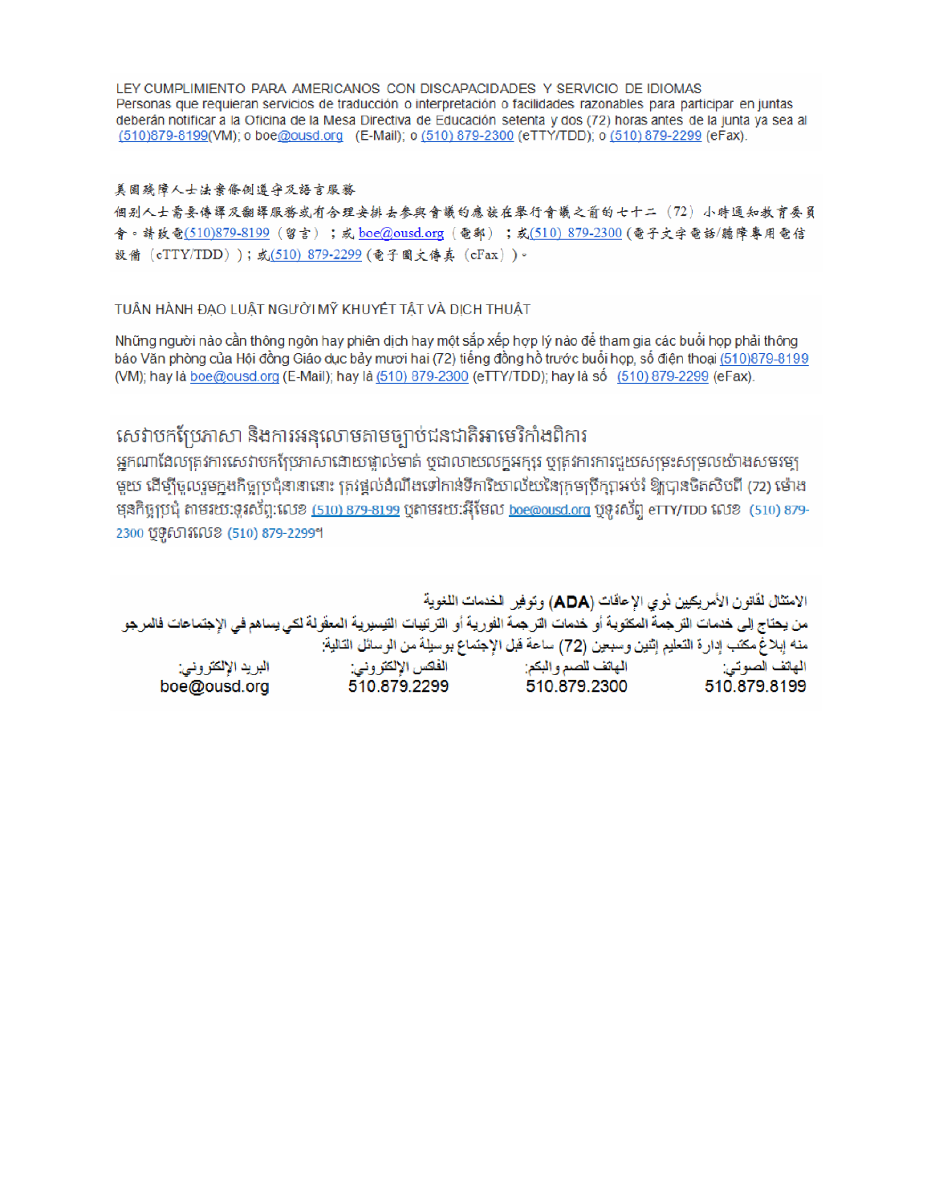LEY CUMPLIMIENTO PARA AMERICANOS CON DISCAPACIDADES Y SERVICIO DE IDIOMAS
Personas que requieran servicios de traducción o interpretación o facilidades razonables para participar en juntas deberán notificar a la Oficina de la Mesa Directiva de Educación setenta y dos (72) horas antes de la junta ya sea al (510)879-8199(VM); o boe@ousd.org (E-Mail); o (510) 879-2300 (eTTY/TDD); o (510) 879-2299 (eFax).

美國殘障人士法案條例遵守及語言服務
個別人士需要傳譯及翻譯服務或有合理安排去參與會議的應該在舉行會議之前的七十二（72）小時通知教育委員會。請致電(510)879-8199（留言）；或 boe@ousd.org（電郵）；或(510) 879-2300 (電子文字電話/聽障專用電信設備（eTTY/TDD））；或(510) 879-2299 (電子圖文傳真（eFax）)。

TUÂN HÀNH ĐẠO LUẬT NGƯỜI MỸ KHUYẾT TẬT VÀ DỊCH THUẬT

Những người nào cần thông ngôn hay phiên dịch hay một sắp xếp hợp lý nào để tham gia các buổi họp phải thông báo Văn phòng của Hội đồng Giáo dục bảy mươi hai (72) tiếng đồng hồ trước buổi họp, số điện thoại (510)879-8199 (VM); hay là boe@ousd.org (E-Mail); hay là (510) 879-2300 (eTTY/TDD); hay là số (510) 879-2299 (eFax).

សេវាបកប្រែភាសា និងការអនុលោមតាមច្បាប់ជនជាតិអាមេរិកាំងពិការ
អ្នកណាដែលត្រូវការសេវាបកប្រែភាសាដោយផ្ទាល់មាត់ ឬជាលាយលក្ខអក្សរ ឬត្រូវការការជួយសម្រះសម្រួលយ៉ាងសមរម្យមួយ ដើម្បីចូលរួមក្នុងកិច្ចប្រជុំនានានោះ ត្រូវផ្តល់ដំណឹងទៅកាន់ទីការិយាល័យនៃក្រុមប្រឹក្សាអប់រំ ឱ្យបានចិតសិបពីរ (72) ម៉ោង មុនកិច្ចប្រជុំ តាមរយៈទូរស័ព្ទ:លេខ (510) 879-8199 ឬតាមរយៈអ៊ីមែល boe@ousd.org ឬទូរស័ព្ទ eTTY/TDD លេខ (510) 879-2300 ឬទូសារលេខ (510) 879-2299។

الامتثال لقانون الأمريكيين ذوي الإعاقات (ADA) وتوفير الخدمات اللغوية
من يحتاج إلى خدمات الترجمة المكتوبة أو خدمات الترجمة الفورية أو الترتيبات التيسيرية المعقولة لكي يساهم في الإجتماعات فالمرجو منه إبلاغ مكتب إدارة التعليم إثنين وسبعين (72) ساعة قبل الإجتماع بوسيلة من الوسائل التالية:

| الهاتف الصوتي: | الهاتف للصم والبكم: | الفاكس الإلكتروني: | البريد الإلكتروني: |
|---|---|---|---|
| 510.879.8199 | 510.879.2300 | 510.879.2299 | boe@ousd.org |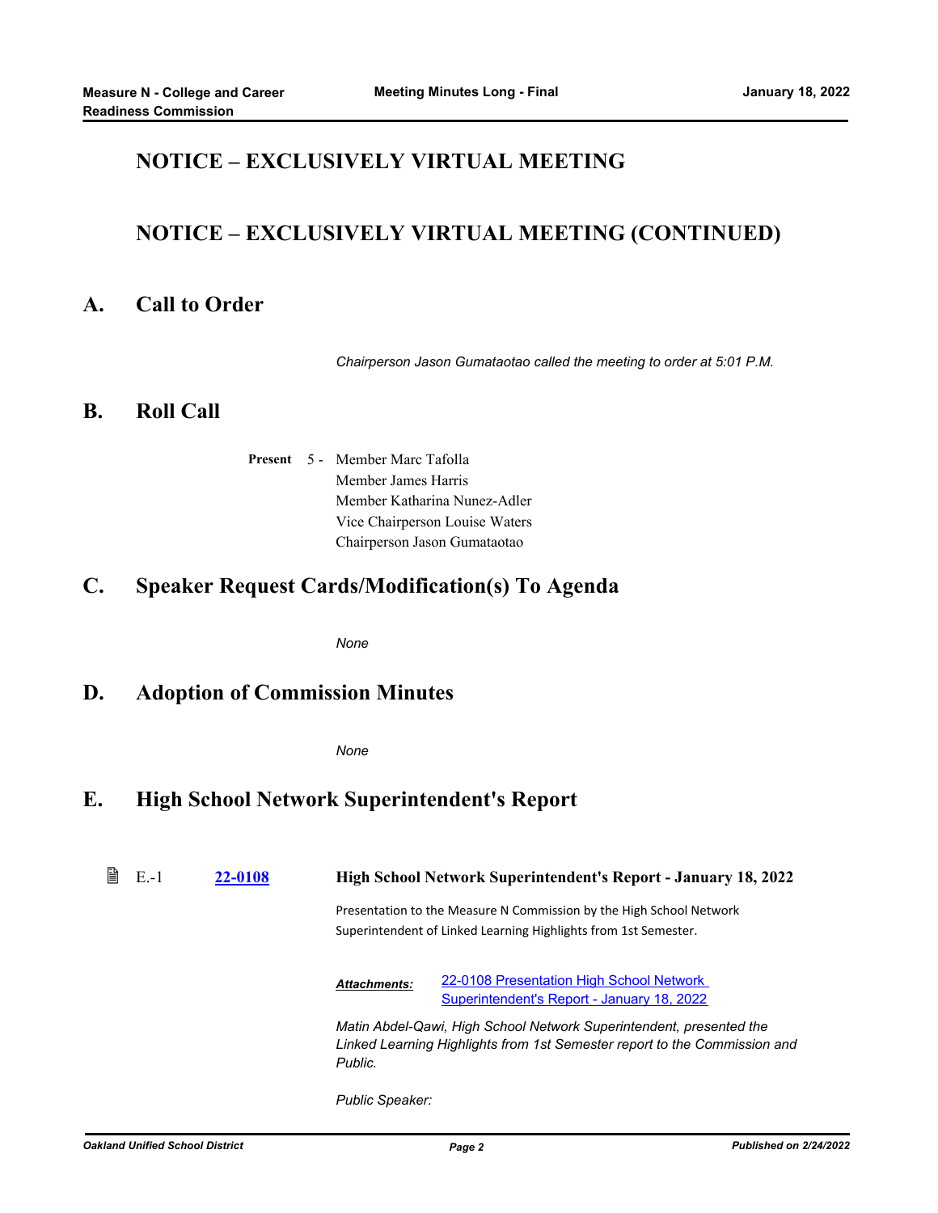## NOTICE – EXCLUSIVELY VIRTUAL MEETING

## NOTICE – EXCLUSIVELY VIRTUAL MEETING (CONTINUED)

## A. Call to Order

*Chairperson Jason Gumataotao called the meeting to order at 5:01 P.M.*

## B. Roll Call

**Present** 5 - Member Marc Tafolla
Member James Harris
Member Katharina Nunez-Adler
Vice Chairperson Louise Waters
Chairperson Jason Gumataotao

## C. Speaker Request Cards/Modification(s) To Agenda

*None*

## D. Adoption of Commission Minutes

*None*

## E. High School Network Superintendent's Report

E.-1 **22-0108** **High School Network Superintendent's Report - January 18, 2022**

Presentation to the Measure N Commission by the High School Network Superintendent of Linked Learning Highlights from 1st Semester.

***Attachments:*** 22-0108 Presentation High School Network Superintendent's Report - January 18, 2022

*Matin Abdel-Qawi, High School Network Superintendent, presented the Linked Learning Highlights from 1st Semester report to the Commission and Public.*

*Public Speaker:*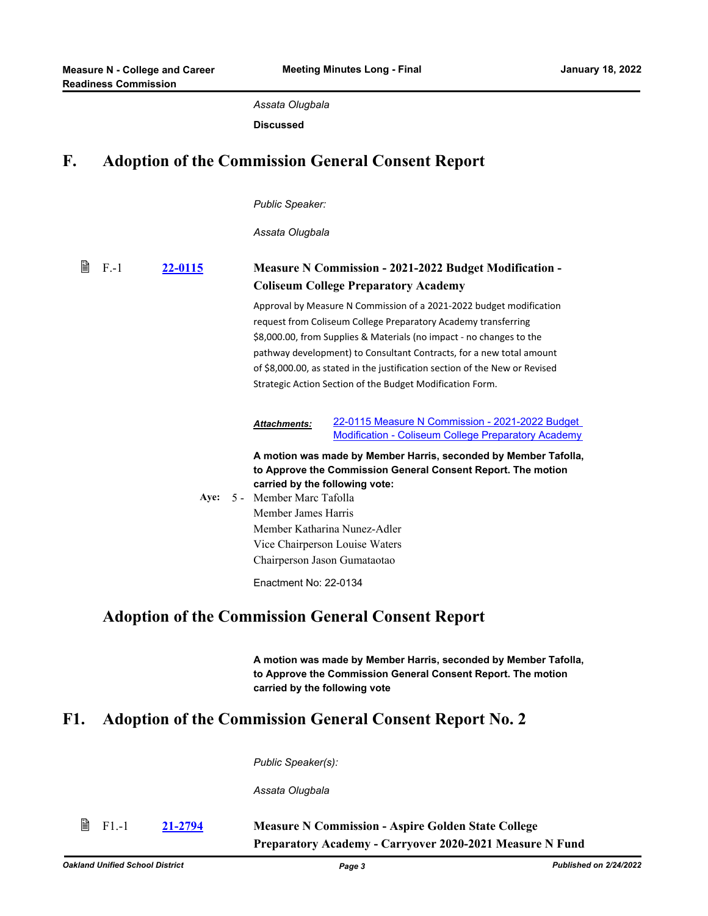*Assata Olugbala*

**Discussed**

# F. Adoption of the Commission General Consent Report

*Public Speaker:*

*Assata Olugbala*

F.-1 **22-0115**

**Measure N Commission - 2021-2022 Budget Modification - Coliseum College Preparatory Academy**

Approval by Measure N Commission of a 2021-2022 budget modification request from Coliseum College Preparatory Academy transferring $8,000.00, from Supplies & Materials (no impact - no changes to the pathway development) to Consultant Contracts, for a new total amount of $8,000.00, as stated in the justification section of the New or Revised Strategic Action Section of the Budget Modification Form.

***Attachments:*** 22-0115 Measure N Commission - 2021-2022 Budget Modification - Coliseum College Preparatory Academy

**A motion was made by Member Harris, seconded by Member Tafolla, to Approve the Commission General Consent Report. The motion carried by the following vote:**

Aye: 5 - Member Marc Tafolla
Member James Harris
Member Katharina Nunez-Adler
Vice Chairperson Louise Waters
Chairperson Jason Gumataotao

Enactment No: 22-0134

# Adoption of the Commission General Consent Report

**A motion was made by Member Harris, seconded by Member Tafolla, to Approve the Commission General Consent Report. The motion carried by the following vote**

# F1. Adoption of the Commission General Consent Report No. 2

*Public Speaker(s):*

*Assata Olugbala*

F1.-1 **21-2794**

**Measure N Commission - Aspire Golden State College Preparatory Academy - Carryover 2020-2021 Measure N Fund**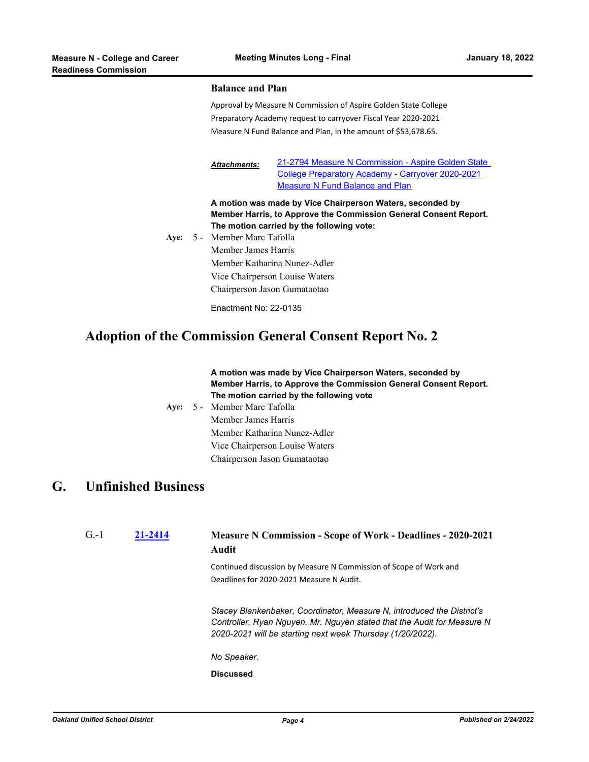**Balance and Plan**

Approval by Measure N Commission of Aspire Golden State College Preparatory Academy request to carryover Fiscal Year 2020-2021 Measure N Fund Balance and Plan, in the amount of $53,678.65.

***Attachments:*** [21-2794 Measure N Commission - Aspire Golden State College Preparatory Academy - Carryover 2020-2021 Measure N Fund Balance and Plan]

**A motion was made by Vice Chairperson Waters, seconded by Member Harris, to Approve the Commission General Consent Report. The motion carried by the following vote:**

**Aye:** 5 - Member Marc Tafolla
Member James Harris
Member Katharina Nunez-Adler
Vice Chairperson Louise Waters
Chairperson Jason Gumataotao

Enactment No: 22-0135

## Adoption of the Commission General Consent Report No. 2

**A motion was made by Vice Chairperson Waters, seconded by Member Harris, to Approve the Commission General Consent Report. The motion carried by the following vote**

**Aye:** 5 - Member Marc Tafolla
Member James Harris
Member Katharina Nunez-Adler
Vice Chairperson Louise Waters
Chairperson Jason Gumataotao

# G. Unfinished Business

G.-1 **[21-2414]** **Measure N Commission - Scope of Work - Deadlines - 2020-2021 Audit**

Continued discussion by Measure N Commission of Scope of Work and Deadlines for 2020-2021 Measure N Audit.

*Stacey Blankenbaker, Coordinator, Measure N, introduced the District's Controller, Ryan Nguyen. Mr. Nguyen stated that the Audit for Measure N 2020-2021 will be starting next week Thursday (1/20/2022).*

*No Speaker.*

**Discussed**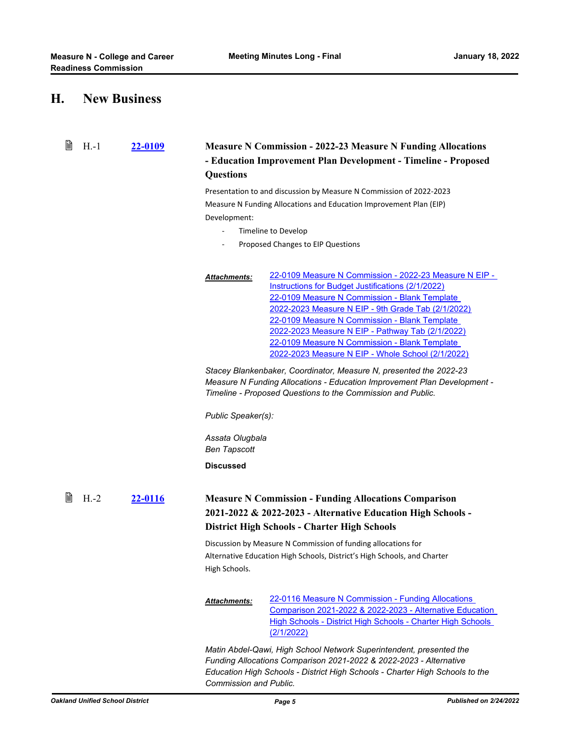## H. New Business

**H.-1** **22-0109** **Measure N Commission - 2022-23 Measure N Funding Allocations - Education Improvement Plan Development - Timeline - Proposed Questions**

Presentation to and discussion by Measure N Commission of 2022-2023 Measure N Funding Allocations and Education Improvement Plan (EIP) Development:

- Timeline to Develop
- Proposed Changes to EIP Questions

***Attachments:***
22-0109 Measure N Commission - 2022-23 Measure N EIP - Instructions for Budget Justifications (2/1/2022)
22-0109 Measure N Commission - Blank Template 2022-2023 Measure N EIP - 9th Grade Tab (2/1/2022)
22-0109 Measure N Commission - Blank Template 2022-2023 Measure N EIP - Pathway Tab (2/1/2022)
22-0109 Measure N Commission - Blank Template 2022-2023 Measure N EIP - Whole School (2/1/2022)

*Stacey Blankenbaker, Coordinator, Measure N, presented the 2022-23 Measure N Funding Allocations - Education Improvement Plan Development - Timeline - Proposed Questions to the Commission and Public.*

*Public Speaker(s):*

*Assata Olugbala*
*Ben Tapscott*

**Discussed**

**H.-2** **22-0116** **Measure N Commission - Funding Allocations Comparison 2021-2022 & 2022-2023 - Alternative Education High Schools - District High Schools - Charter High Schools**

Discussion by Measure N Commission of funding allocations for Alternative Education High Schools, District's High Schools, and Charter High Schools.

***Attachments:***
22-0116 Measure N Commission - Funding Allocations Comparison 2021-2022 & 2022-2023 - Alternative Education High Schools - District High Schools - Charter High Schools (2/1/2022)

*Matin Abdel-Qawi, High School Network Superintendent, presented the Funding Allocations Comparison 2021-2022 & 2022-2023 - Alternative Education High Schools - District High Schools - Charter High Schools to the Commission and Public.*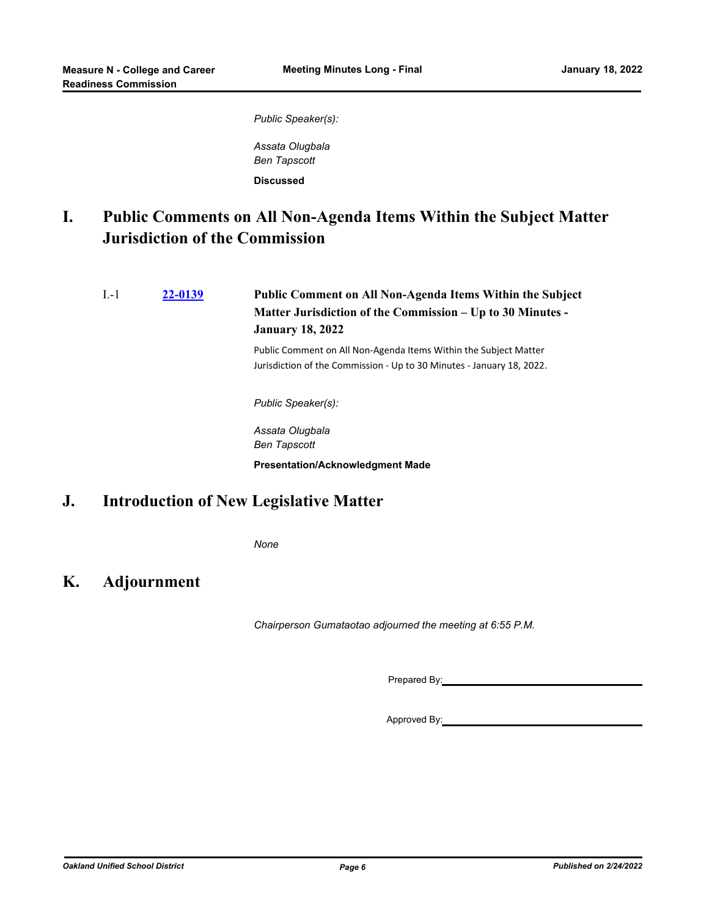*Public Speaker(s):*

*Assata Olugbala*
*Ben Tapscott*

**Discussed**

# I. Public Comments on All Non-Agenda Items Within the Subject Matter Jurisdiction of the Commission

I.-1 **[22-0139]** **Public Comment on All Non-Agenda Items Within the Subject Matter Jurisdiction of the Commission – Up to 30 Minutes - January 18, 2022**

Public Comment on All Non-Agenda Items Within the Subject Matter Jurisdiction of the Commission - Up to 30 Minutes - January 18, 2022.

*Public Speaker(s):*

*Assata Olugbala*
*Ben Tapscott*

**Presentation/Acknowledgment Made**

# J. Introduction of New Legislative Matter

*None*

# K. Adjournment

*Chairperson Gumataotao adjourned the meeting at 6:55 P.M.*

Prepared By:\_\_\_\_\_\_\_\_\_\_\_\_\_\_\_\_\_\_\_\_\_\_\_\_\_\_\_\_\_\_

Approved By:\_\_\_\_\_\_\_\_\_\_\_\_\_\_\_\_\_\_\_\_\_\_\_\_\_\_\_\_\_\_